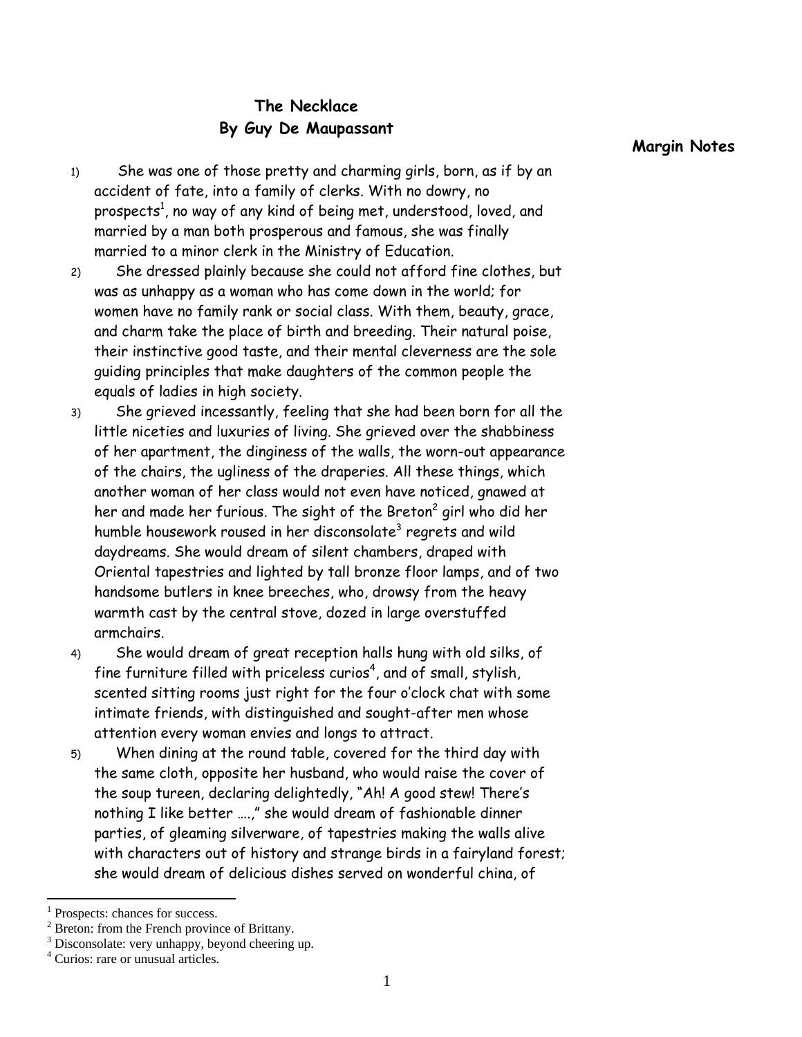# The Necklace
## By Guy De Maupassant

**Margin Notes**

1) She was one of those pretty and charming girls, born, as if by an accident of fate, into a family of clerks. With no dowry, no prospects[1], no way of any kind of being met, understood, loved, and married by a man both prosperous and famous, she was finally married to a minor clerk in the Ministry of Education.

2) She dressed plainly because she could not afford fine clothes, but was as unhappy as a woman who has come down in the world; for women have no family rank or social class. With them, beauty, grace, and charm take the place of birth and breeding. Their natural poise, their instinctive good taste, and their mental cleverness are the sole guiding principles that make daughters of the common people the equals of ladies in high society.

3) She grieved incessantly, feeling that she had been born for all the little niceties and luxuries of living. She grieved over the shabbiness of her apartment, the dinginess of the walls, the worn-out appearance of the chairs, the ugliness of the draperies. All these things, which another woman of her class would not even have noticed, gnawed at her and made her furious. The sight of the Breton[2] girl who did her humble housework roused in her disconsolate[3] regrets and wild daydreams. She would dream of silent chambers, draped with Oriental tapestries and lighted by tall bronze floor lamps, and of two handsome butlers in knee breeches, who, drowsy from the heavy warmth cast by the central stove, dozed in large overstuffed armchairs.

4) She would dream of great reception halls hung with old silks, of fine furniture filled with priceless curios[4], and of small, stylish, scented sitting rooms just right for the four o'clock chat with some intimate friends, with distinguished and sought-after men whose attention every woman envies and longs to attract.

5) When dining at the round table, covered for the third day with the same cloth, opposite her husband, who would raise the cover of the soup tureen, declaring delightedly, "Ah! A good stew! There's nothing I like better ….," she would dream of fashionable dinner parties, of gleaming silverware, of tapestries making the walls alive with characters out of history and strange birds in a fairyland forest; she would dream of delicious dishes served on wonderful china, of

---

[1] Prospects: chances for success.
[2] Breton: from the French province of Brittany.
[3] Disconsolate: very unhappy, beyond cheering up.
[4] Curios: rare or unusual articles.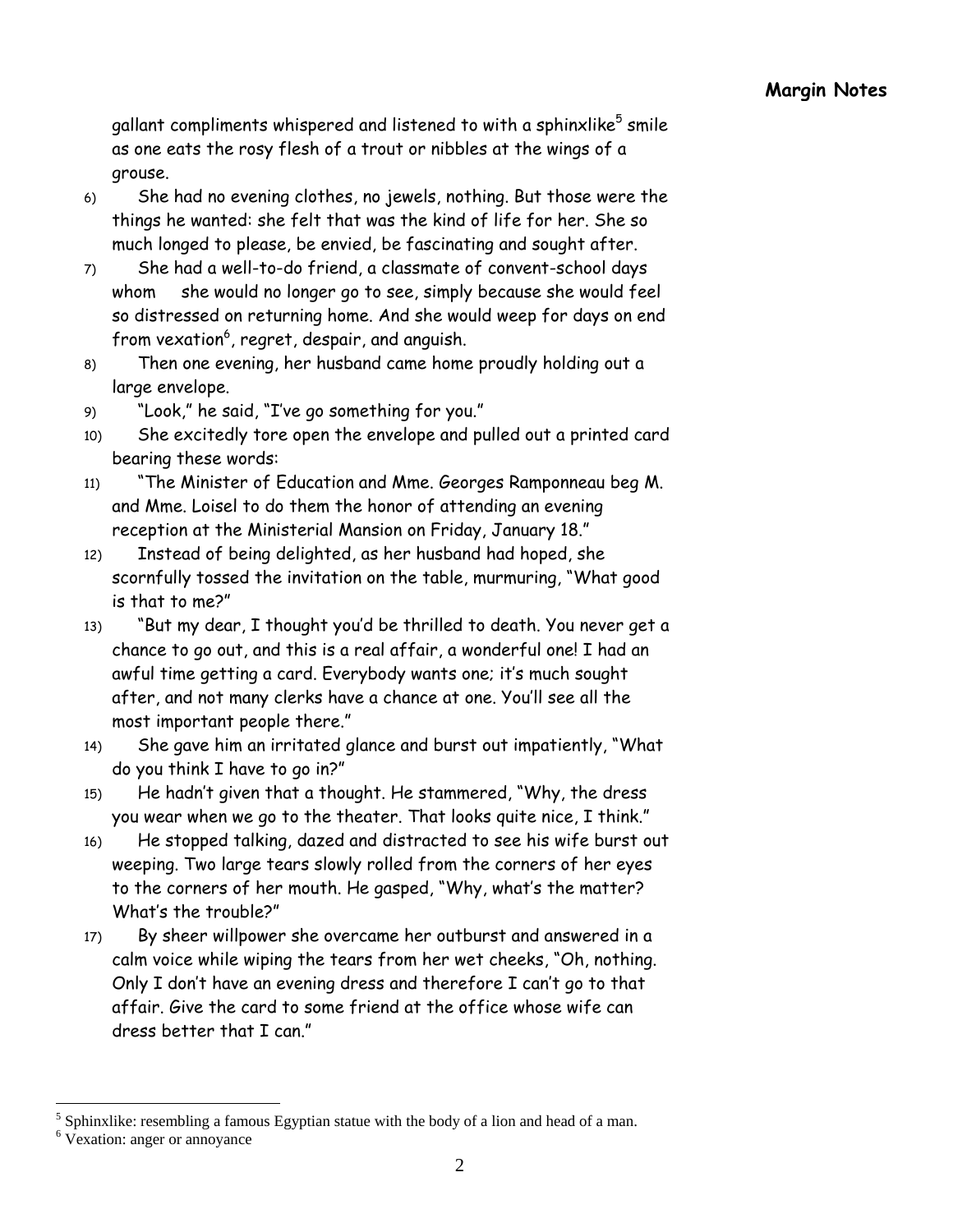**Margin Notes**

gallant compliments whispered and listened to with a sphinxlike[5] smile as one eats the rosy flesh of a trout or nibbles at the wings of a grouse.

6) She had no evening clothes, no jewels, nothing. But those were the things he wanted: she felt that was the kind of life for her. She so much longed to please, be envied, be fascinating and sought after.

7) She had a well-to-do friend, a classmate of convent-school days whom she would no longer go to see, simply because she would feel so distressed on returning home. And she would weep for days on end from vexation[6], regret, despair, and anguish.

8) Then one evening, her husband came home proudly holding out a large envelope.

9) "Look," he said, "I've go something for you."

10) She excitedly tore open the envelope and pulled out a printed card bearing these words:

11) "The Minister of Education and Mme. Georges Ramponneau beg M. and Mme. Loisel to do them the honor of attending an evening reception at the Ministerial Mansion on Friday, January 18."

12) Instead of being delighted, as her husband had hoped, she scornfully tossed the invitation on the table, murmuring, "What good is that to me?"

13) "But my dear, I thought you'd be thrilled to death. You never get a chance to go out, and this is a real affair, a wonderful one! I had an awful time getting a card. Everybody wants one; it's much sought after, and not many clerks have a chance at one. You'll see all the most important people there."

14) She gave him an irritated glance and burst out impatiently, "What do you think I have to go in?"

15) He hadn't given that a thought. He stammered, "Why, the dress you wear when we go to the theater. That looks quite nice, I think."

16) He stopped talking, dazed and distracted to see his wife burst out weeping. Two large tears slowly rolled from the corners of her eyes to the corners of her mouth. He gasped, "Why, what's the matter? What's the trouble?"

17) By sheer willpower she overcame her outburst and answered in a calm voice while wiping the tears from her wet cheeks, "Oh, nothing. Only I don't have an evening dress and therefore I can't go to that affair. Give the card to some friend at the office whose wife can dress better that I can."

---

[5] Sphinxlike: resembling a famous Egyptian statue with the body of a lion and head of a man.

[6] Vexation: anger or annoyance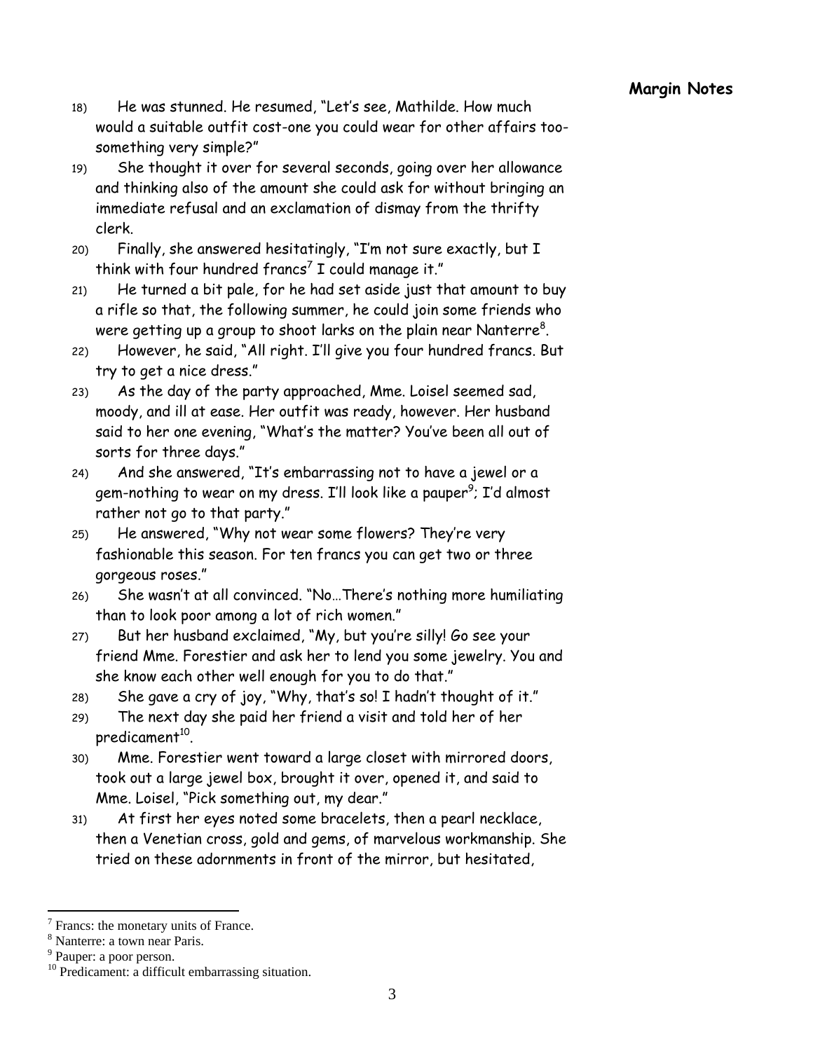**Margin Notes**

18) He was stunned. He resumed, "Let's see, Mathilde. How much would a suitable outfit cost-one you could wear for other affairs too-something very simple?"

19) She thought it over for several seconds, going over her allowance and thinking also of the amount she could ask for without bringing an immediate refusal and an exclamation of dismay from the thrifty clerk.

20) Finally, she answered hesitatingly, "I'm not sure exactly, but I think with four hundred francs[7] I could manage it."

21) He turned a bit pale, for he had set aside just that amount to buy a rifle so that, the following summer, he could join some friends who were getting up a group to shoot larks on the plain near Nanterre[8].

22) However, he said, "All right. I'll give you four hundred francs. But try to get a nice dress."

23) As the day of the party approached, Mme. Loisel seemed sad, moody, and ill at ease. Her outfit was ready, however. Her husband said to her one evening, "What's the matter? You've been all out of sorts for three days."

24) And she answered, "It's embarrassing not to have a jewel or a gem-nothing to wear on my dress. I'll look like a pauper[9]; I'd almost rather not go to that party."

25) He answered, "Why not wear some flowers? They're very fashionable this season. For ten francs you can get two or three gorgeous roses."

26) She wasn't at all convinced. "No…There's nothing more humiliating than to look poor among a lot of rich women."

27) But her husband exclaimed, "My, but you're silly! Go see your friend Mme. Forestier and ask her to lend you some jewelry. You and she know each other well enough for you to do that."

28) She gave a cry of joy, "Why, that's so! I hadn't thought of it."

29) The next day she paid her friend a visit and told her of her predicament[10].

30) Mme. Forestier went toward a large closet with mirrored doors, took out a large jewel box, brought it over, opened it, and said to Mme. Loisel, "Pick something out, my dear."

31) At first her eyes noted some bracelets, then a pearl necklace, then a Venetian cross, gold and gems, of marvelous workmanship. She tried on these adornments in front of the mirror, but hesitated,

---

[7] Francs: the monetary units of France.
[8] Nanterre: a town near Paris.
[9] Pauper: a poor person.
[10] Predicament: a difficult embarrassing situation.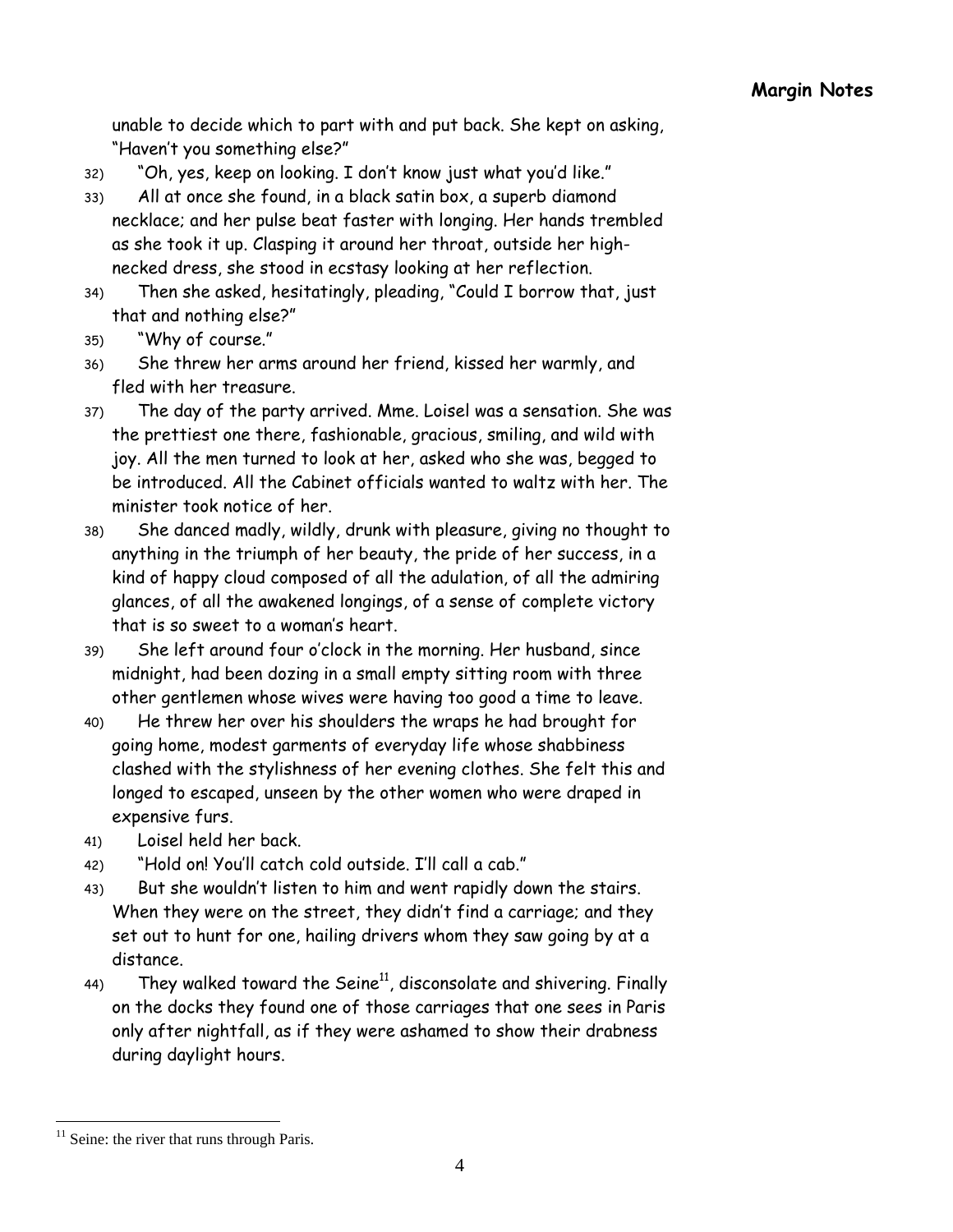**Margin Notes**

unable to decide which to part with and put back. She kept on asking, "Haven't you something else?"

32) "Oh, yes, keep on looking. I don't know just what you'd like."

33) All at once she found, in a black satin box, a superb diamond necklace; and her pulse beat faster with longing. Her hands trembled as she took it up. Clasping it around her throat, outside her high-necked dress, she stood in ecstasy looking at her reflection.

34) Then she asked, hesitatingly, pleading, "Could I borrow that, just that and nothing else?"

35) "Why of course."

36) She threw her arms around her friend, kissed her warmly, and fled with her treasure.

37) The day of the party arrived. Mme. Loisel was a sensation. She was the prettiest one there, fashionable, gracious, smiling, and wild with joy. All the men turned to look at her, asked who she was, begged to be introduced. All the Cabinet officials wanted to waltz with her. The minister took notice of her.

38) She danced madly, wildly, drunk with pleasure, giving no thought to anything in the triumph of her beauty, the pride of her success, in a kind of happy cloud composed of all the adulation, of all the admiring glances, of all the awakened longings, of a sense of complete victory that is so sweet to a woman's heart.

39) She left around four o'clock in the morning. Her husband, since midnight, had been dozing in a small empty sitting room with three other gentlemen whose wives were having too good a time to leave.

40) He threw her over his shoulders the wraps he had brought for going home, modest garments of everyday life whose shabbiness clashed with the stylishness of her evening clothes. She felt this and longed to escaped, unseen by the other women who were draped in expensive furs.

41) Loisel held her back.

42) "Hold on! You'll catch cold outside. I'll call a cab."

43) But she wouldn't listen to him and went rapidly down the stairs. When they were on the street, they didn't find a carriage; and they set out to hunt for one, hailing drivers whom they saw going by at a distance.

44) They walked toward the Seine[11], disconsolate and shivering. Finally on the docks they found one of those carriages that one sees in Paris only after nightfall, as if they were ashamed to show their drabness during daylight hours.

---

[11] Seine: the river that runs through Paris.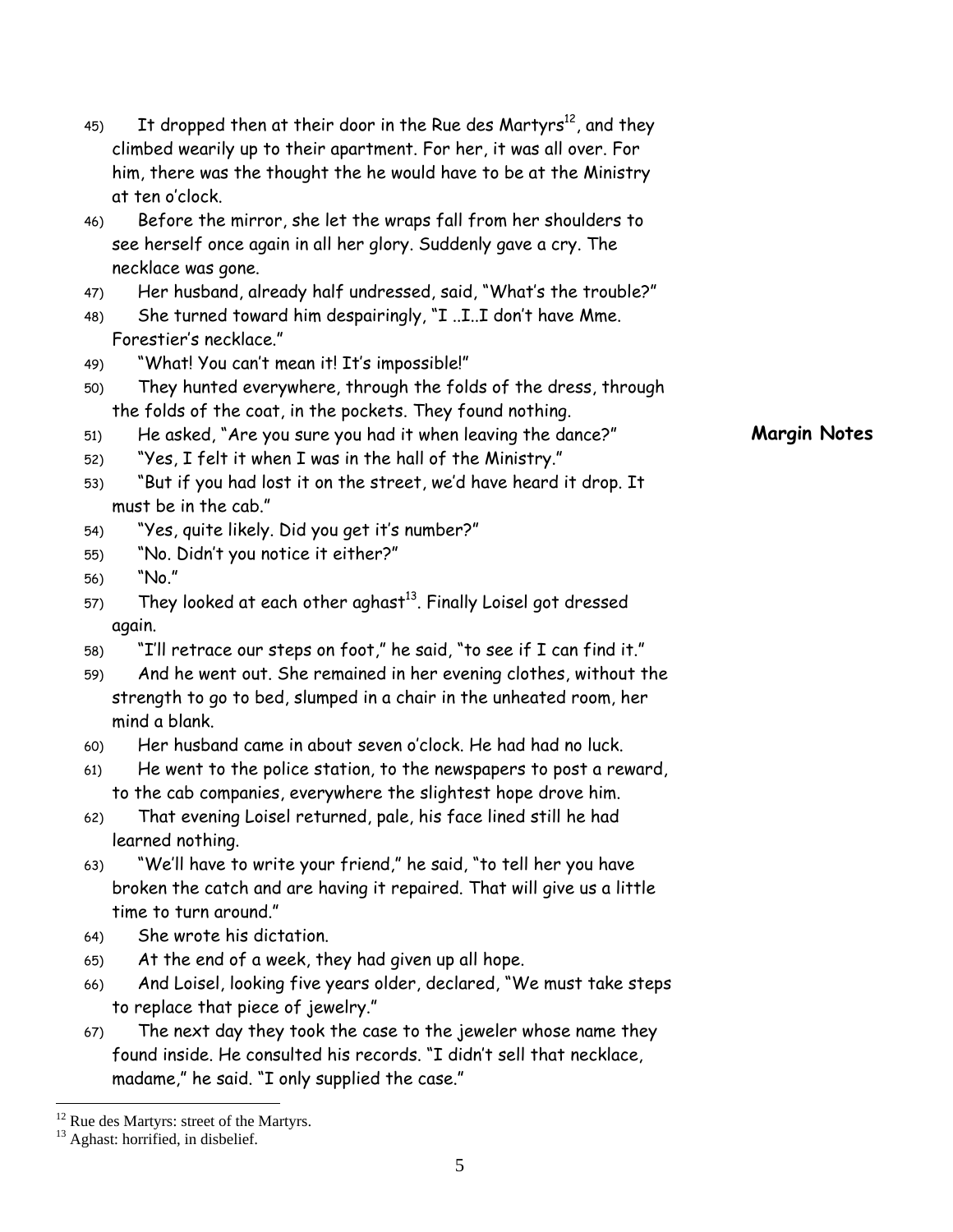45) It dropped then at their door in the Rue des Martyrs[12], and they climbed wearily up to their apartment. For her, it was all over. For him, there was the thought the he would have to be at the Ministry at ten o'clock.

46) Before the mirror, she let the wraps fall from her shoulders to see herself once again in all her glory. Suddenly gave a cry. The necklace was gone.

47) Her husband, already half undressed, said, "What's the trouble?"

48) She turned toward him despairingly, "I ..I..I don't have Mme. Forestier's necklace."

49) "What! You can't mean it! It's impossible!"

50) They hunted everywhere, through the folds of the dress, through the folds of the coat, in the pockets. They found nothing.

51) He asked, "Are you sure you had it when leaving the dance?"

**Margin Notes**

52) "Yes, I felt it when I was in the hall of the Ministry."

53) "But if you had lost it on the street, we'd have heard it drop. It must be in the cab."

54) "Yes, quite likely. Did you get it's number?"

55) "No. Didn't you notice it either?"

56) "No."

57) They looked at each other aghast[13]. Finally Loisel got dressed again.

58) "I'll retrace our steps on foot," he said, "to see if I can find it."

59) And he went out. She remained in her evening clothes, without the strength to go to bed, slumped in a chair in the unheated room, her mind a blank.

60) Her husband came in about seven o'clock. He had had no luck.

61) He went to the police station, to the newspapers to post a reward, to the cab companies, everywhere the slightest hope drove him.

62) That evening Loisel returned, pale, his face lined still he had learned nothing.

63) "We'll have to write your friend," he said, "to tell her you have broken the catch and are having it repaired. That will give us a little time to turn around."

64) She wrote his dictation.

65) At the end of a week, they had given up all hope.

66) And Loisel, looking five years older, declared, "We must take steps to replace that piece of jewelry."

67) The next day they took the case to the jeweler whose name they found inside. He consulted his records. "I didn't sell that necklace, madame," he said. "I only supplied the case."

---

[12] Rue des Martyrs: street of the Martyrs.

[13] Aghast: horrified, in disbelief.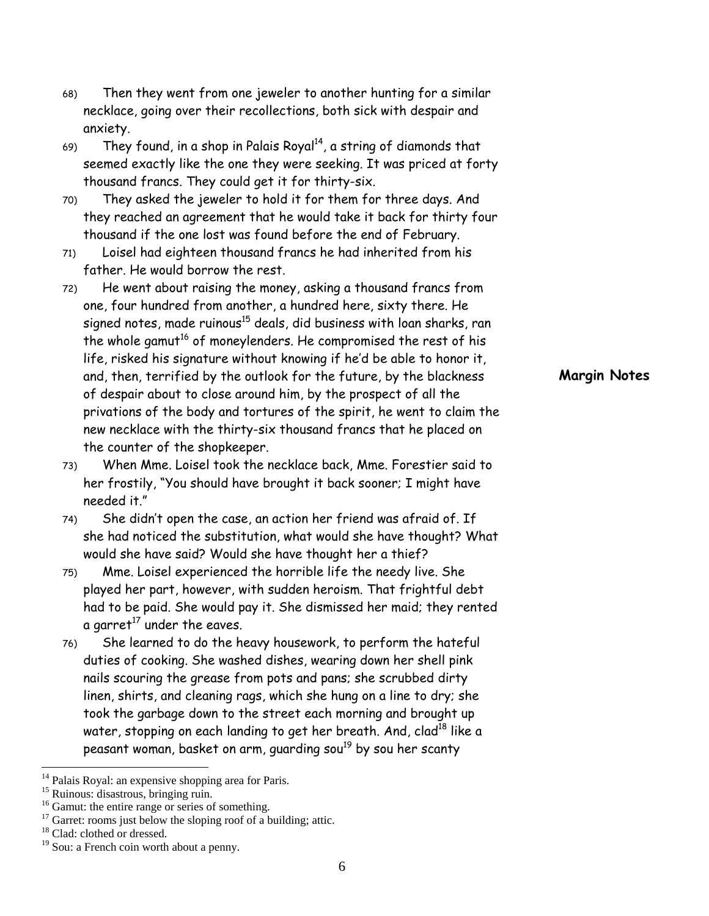68) Then they went from one jeweler to another hunting for a similar necklace, going over their recollections, both sick with despair and anxiety.

69) They found, in a shop in Palais Royal[14], a string of diamonds that seemed exactly like the one they were seeking. It was priced at forty thousand francs. They could get it for thirty-six.

70) They asked the jeweler to hold it for them for three days. And they reached an agreement that he would take it back for thirty four thousand if the one lost was found before the end of February.

71) Loisel had eighteen thousand francs he had inherited from his father. He would borrow the rest.

72) He went about raising the money, asking a thousand francs from one, four hundred from another, a hundred here, sixty there. He signed notes, made ruinous[15] deals, did business with loan sharks, ran the whole gamut[16] of moneylenders. He compromised the rest of his life, risked his signature without knowing if he'd be able to honor it, and, then, terrified by the outlook for the future, by the blackness of despair about to close around him, by the prospect of all the privations of the body and tortures of the spirit, he went to claim the new necklace with the thirty-six thousand francs that he placed on the counter of the shopkeeper.

**Margin Notes**

73) When Mme. Loisel took the necklace back, Mme. Forestier said to her frostily, "You should have brought it back sooner; I might have needed it."

74) She didn't open the case, an action her friend was afraid of. If she had noticed the substitution, what would she have thought? What would she have said? Would she have thought her a thief?

75) Mme. Loisel experienced the horrible life the needy live. She played her part, however, with sudden heroism. That frightful debt had to be paid. She would pay it. She dismissed her maid; they rented a garret[17] under the eaves.

76) She learned to do the heavy housework, to perform the hateful duties of cooking. She washed dishes, wearing down her shell pink nails scouring the grease from pots and pans; she scrubbed dirty linen, shirts, and cleaning rags, which she hung on a line to dry; she took the garbage down to the street each morning and brought up water, stopping on each landing to get her breath. And, clad[18] like a peasant woman, basket on arm, guarding sou[19] by sou her scanty

---

[14] Palais Royal: an expensive shopping area for Paris.
[15] Ruinous: disastrous, bringing ruin.
[16] Gamut: the entire range or series of something.
[17] Garret: rooms just below the sloping roof of a building; attic.
[18] Clad: clothed or dressed.
[19] Sou: a French coin worth about a penny.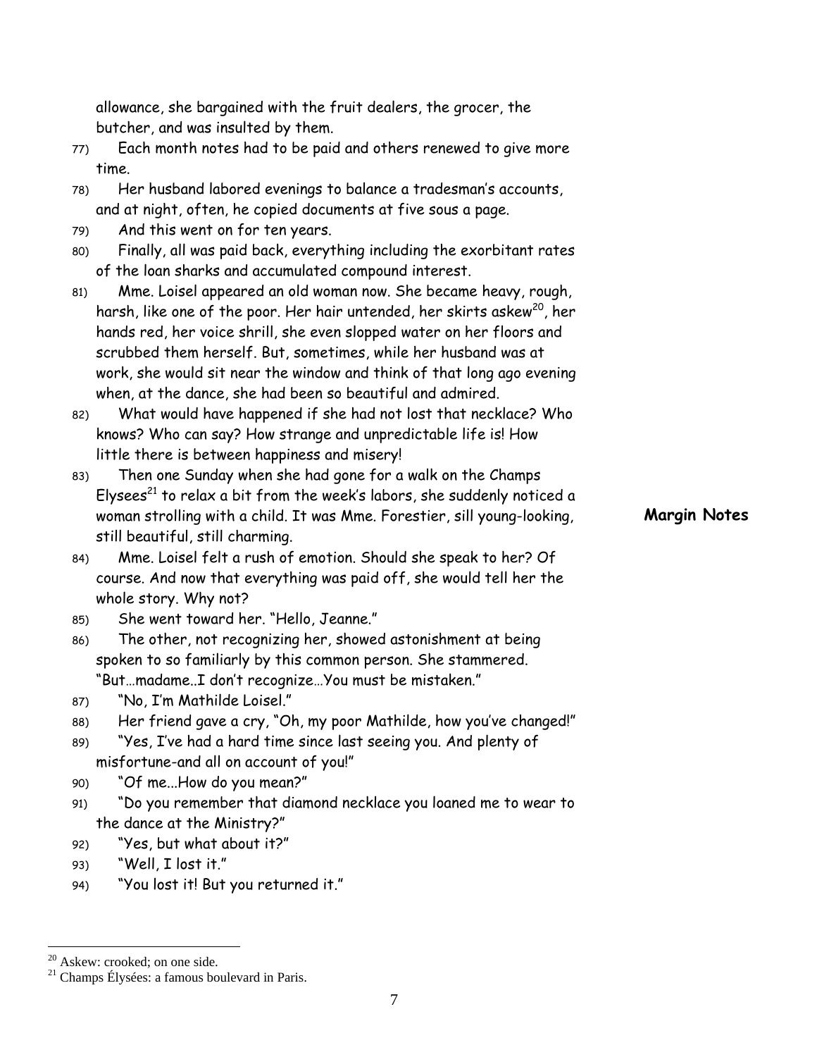allowance, she bargained with the fruit dealers, the grocer, the butcher, and was insulted by them.

77) Each month notes had to be paid and others renewed to give more time.

78) Her husband labored evenings to balance a tradesman's accounts, and at night, often, he copied documents at five sous a page.

79) And this went on for ten years.

80) Finally, all was paid back, everything including the exorbitant rates of the loan sharks and accumulated compound interest.

81) Mme. Loisel appeared an old woman now. She became heavy, rough, harsh, like one of the poor. Her hair untended, her skirts askew[20], her hands red, her voice shrill, she even slopped water on her floors and scrubbed them herself. But, sometimes, while her husband was at work, she would sit near the window and think of that long ago evening when, at the dance, she had been so beautiful and admired.

82) What would have happened if she had not lost that necklace? Who knows? Who can say? How strange and unpredictable life is! How little there is between happiness and misery!

83) Then one Sunday when she had gone for a walk on the Champs Elysees[21] to relax a bit from the week's labors, she suddenly noticed a woman strolling with a child. It was Mme. Forestier, sill young-looking, still beautiful, still charming.

**Margin Notes**

84) Mme. Loisel felt a rush of emotion. Should she speak to her? Of course. And now that everything was paid off, she would tell her the whole story. Why not?

85) She went toward her. "Hello, Jeanne."

86) The other, not recognizing her, showed astonishment at being spoken to so familiarly by this common person. She stammered. "But…madame..I don't recognize…You must be mistaken."

87) "No, I'm Mathilde Loisel."

88) Her friend gave a cry, "Oh, my poor Mathilde, how you've changed!"

89) "Yes, I've had a hard time since last seeing you. And plenty of misfortune-and all on account of you!"

90) "Of me...How do you mean?"

91) "Do you remember that diamond necklace you loaned me to wear to the dance at the Ministry?"

92) "Yes, but what about it?"

93) "Well, I lost it."

94) "You lost it! But you returned it."

---

[20] Askew: crooked; on one side.

[21] Champs Élysées: a famous boulevard in Paris.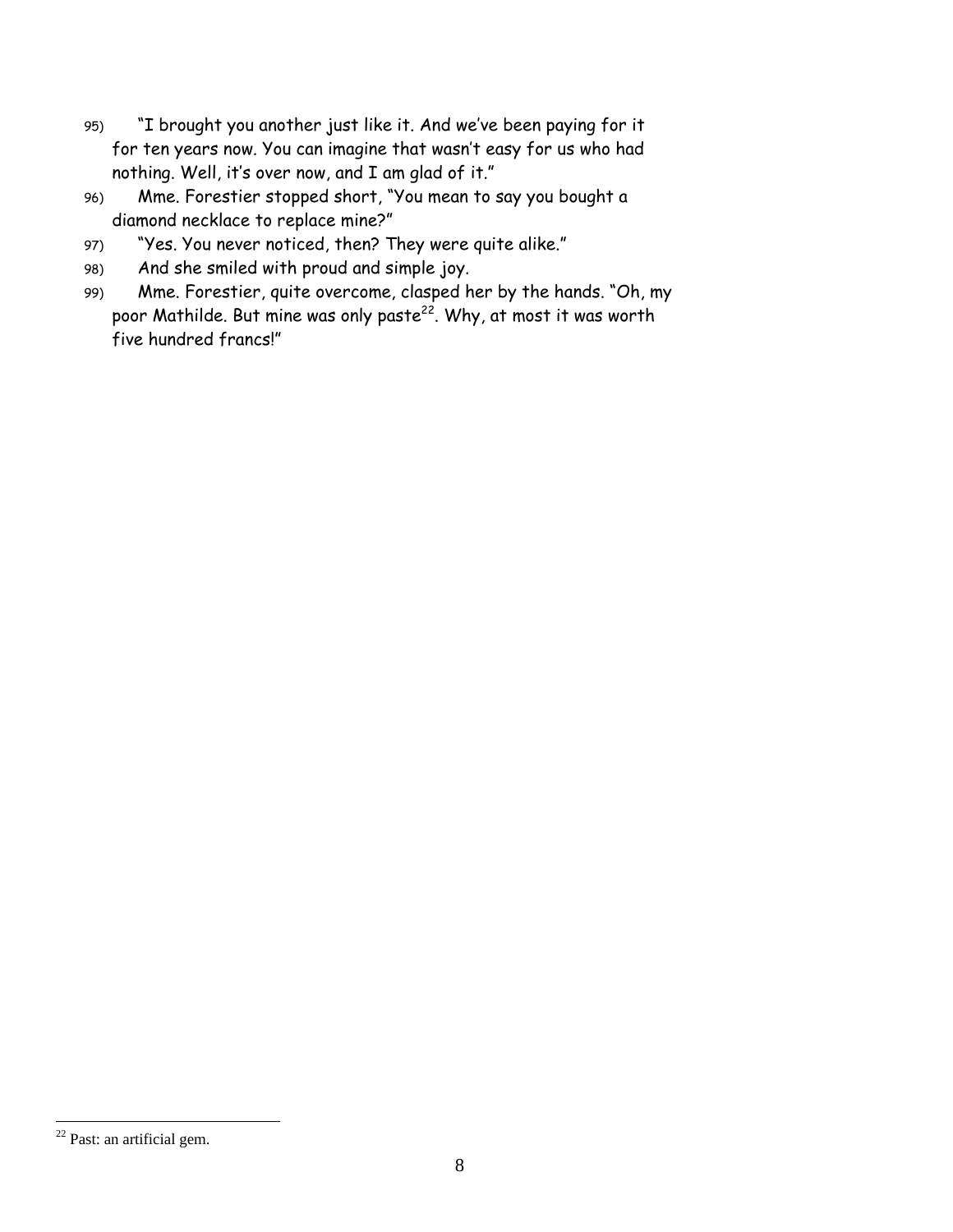95) "I brought you another just like it. And we've been paying for it for ten years now. You can imagine that wasn't easy for us who had nothing. Well, it's over now, and I am glad of it."

96) Mme. Forestier stopped short, "You mean to say you bought a diamond necklace to replace mine?"

97) "Yes. You never noticed, then? They were quite alike."

98) And she smiled with proud and simple joy.

99) Mme. Forestier, quite overcome, clasped her by the hands. "Oh, my poor Mathilde. But mine was only paste[22]. Why, at most it was worth five hundred francs!"

---

[22] Past: an artificial gem.